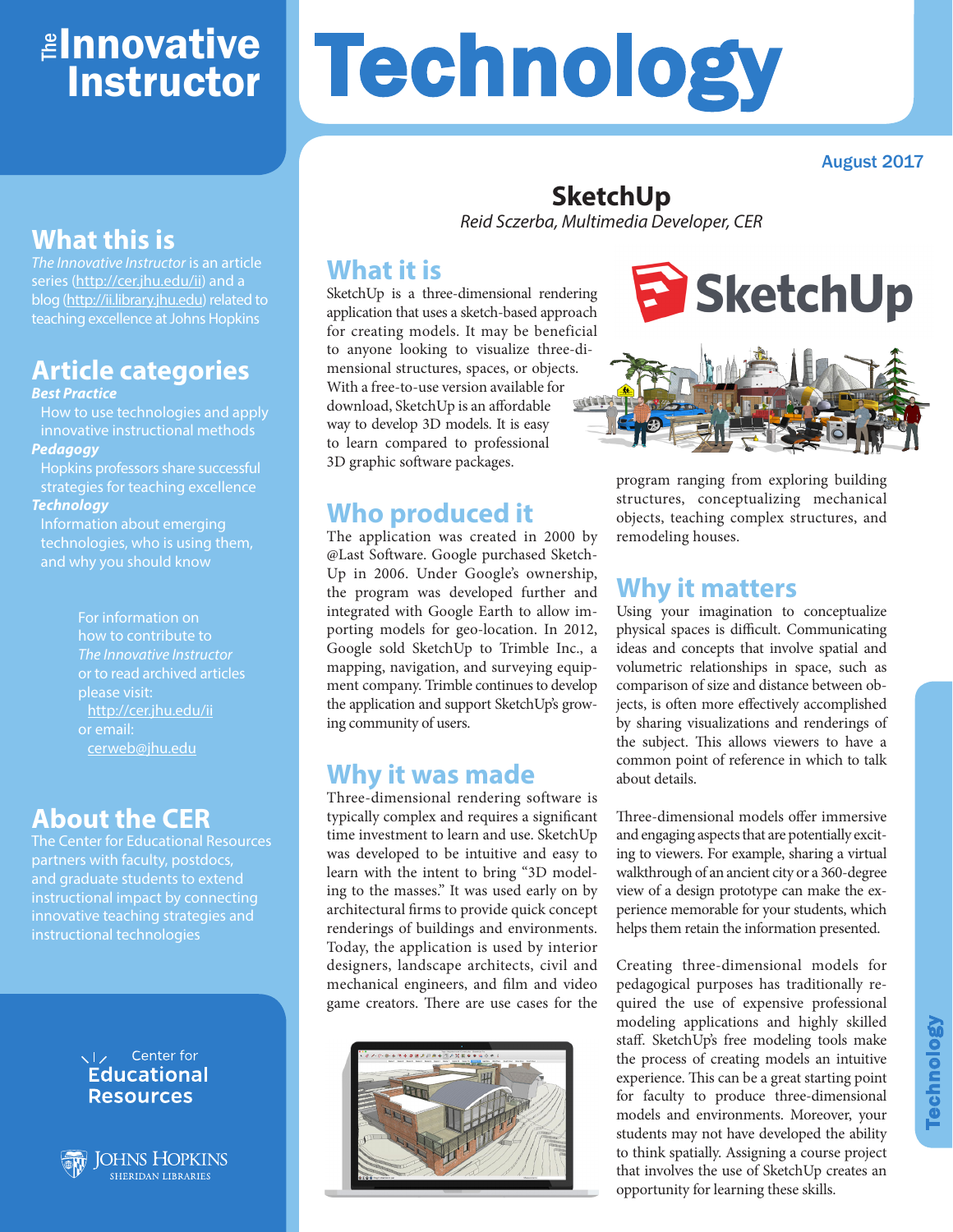# The Innovative Instructor

# Technology

August 2017

## What this is

*The Innovative Instructor* is an article series (http://cer.jhu.edu/ii) and a blog (http://ii.library.jhu.edu) related to teaching excellence at Johns Hopkins

## Article categories

***Best Practice***

How to use technologies and apply innovative instructional methods

***Pedagogy***

Hopkins professors share successful strategies for teaching excellence

***Technology***

Information about emerging technologies, who is using them, and why you should know

For information on how to contribute to *The Innovative Instructor* or to read archived articles please visit: http://cer.jhu.edu/ii or email: cerweb@jhu.edu

## About the CER

The Center for Educational Resources partners with faculty, postdocs, and graduate students to extend instructional impact by connecting innovative teaching strategies and instructional technologies

Center for Educational Resources

Johns Hopkins Sheridan Libraries

# SketchUp

*Reid Sczerba, Multimedia Developer, CER*

## What it is

SketchUp is a three-dimensional rendering application that uses a sketch-based approach for creating models. It may be beneficial to anyone looking to visualize three-dimensional structures, spaces, or objects. With a free-to-use version available for download, SketchUp is an affordable way to develop 3D models. It is easy to learn compared to professional 3D graphic software packages.

## Who produced it

The application was created in 2000 by @Last Software. Google purchased SketchUp in 2006. Under Google's ownership, the program was developed further and integrated with Google Earth to allow importing models for geo-location. In 2012, Google sold SketchUp to Trimble Inc., a mapping, navigation, and surveying equipment company. Trimble continues to develop the application and support SketchUp's growing community of users.

## Why it was made

Three-dimensional rendering software is typically complex and requires a significant time investment to learn and use. SketchUp was developed to be intuitive and easy to learn with the intent to bring "3D modeling to the masses." It was used early on by architectural firms to provide quick concept renderings of buildings and environments. Today, the application is used by interior designers, landscape architects, civil and mechanical engineers, and film and video game creators. There are use cases for the program ranging from exploring building structures, conceptualizing mechanical objects, teaching complex structures, and remodeling houses.

## Why it matters

Using your imagination to conceptualize physical spaces is difficult. Communicating ideas and concepts that involve spatial and volumetric relationships in space, such as comparison of size and distance between objects, is often more effectively accomplished by sharing visualizations and renderings of the subject. This allows viewers to have a common point of reference in which to talk about details.

Three-dimensional models offer immersive and engaging aspects that are potentially exciting to viewers. For example, sharing a virtual walkthrough of an ancient city or a 360-degree view of a design prototype can make the experience memorable for your students, which helps them retain the information presented.

Creating three-dimensional models for pedagogical purposes has traditionally required the use of expensive professional modeling applications and highly skilled staff. SketchUp's free modeling tools make the process of creating models an intuitive experience. This can be a great starting point for faculty to produce three-dimensional models and environments. Moreover, your students may not have developed the ability to think spatially. Assigning a course project that involves the use of SketchUp creates an opportunity for learning these skills.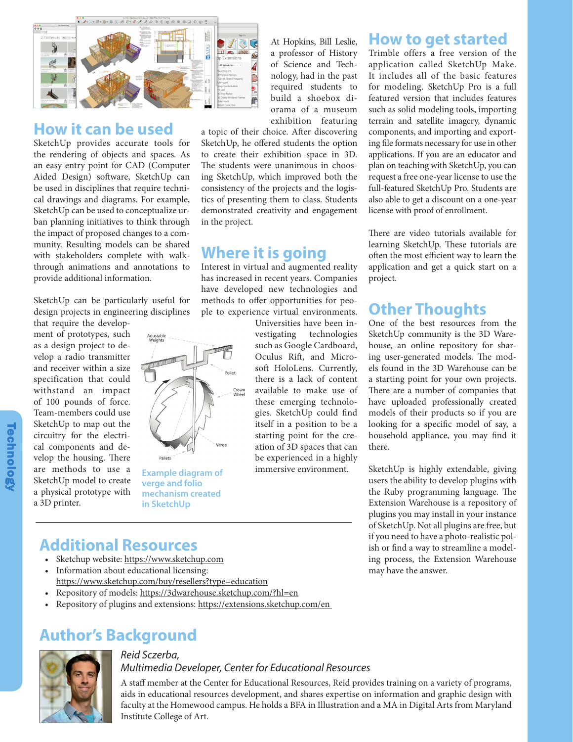At Hopkins, Bill Leslie, a professor of History of Science and Technology, had in the past required students to build a shoebox diorama of a museum exhibition featuring a topic of their choice. After discovering SketchUp, he offered students the option to create their exhibition space in 3D. The students were unanimous in choosing SketchUp, which improved both the consistency of the projects and the logistics of presenting them to class. Students demonstrated creativity and engagement in the project.

## How it can be used

SketchUp provides accurate tools for the rendering of objects and spaces. As an easy entry point for CAD (Computer Aided Design) software, SketchUp can be used in disciplines that require technical drawings and diagrams. For example, SketchUp can be used to conceptualize urban planning initiatives to think through the impact of proposed changes to a community. Resulting models can be shared with stakeholders complete with walk-through animations and annotations to provide additional information.

SketchUp can be particularly useful for design projects in engineering disciplines that require the development of prototypes, such as a design project to develop a radio transmitter and receiver within a size specification that could withstand an impact of 100 pounds of force. Team-members could use SketchUp to map out the circuitry for the electrical components and develop the housing. There are methods to use a SketchUp model to create a physical prototype with a 3D printer.

Adjustable Weights
Foliot
Crown Wheel
Verge
Pallets

**Example diagram of verge and folio mechanism created in SketchUp**

## Where it is going

Interest in virtual and augmented reality has increased in recent years. Companies have developed new technologies and methods to offer opportunities for people to experience virtual environments. Universities have been investigating technologies such as Google Cardboard, Oculus Rift, and Microsoft HoloLens. Currently, there is a lack of content available to make use of these emerging technologies. SketchUp could find itself in a position to be a starting point for the creation of 3D spaces that can be experienced in a highly immersive environment.

## How to get started

Trimble offers a free version of the application called SketchUp Make. It includes all of the basic features for modeling. SketchUp Pro is a full featured version that includes features such as solid modeling tools, importing terrain and satellite imagery, dynamic components, and importing and exporting file formats necessary for use in other applications. If you are an educator and plan on teaching with SketchUp, you can request a free one-year license to use the full-featured SketchUp Pro. Students are also able to get a discount on a one-year license with proof of enrollment.

There are video tutorials available for learning SketchUp. These tutorials are often the most efficient way to learn the application and get a quick start on a project.

## Other Thoughts

One of the best resources from the SketchUp community is the 3D Warehouse, an online repository for sharing user-generated models. The models found in the 3D Warehouse can be a starting point for your own projects. There are a number of companies that have uploaded professionally created models of their products so if you are looking for a specific model of say, a household appliance, you may find it there.

SketchUp is highly extendable, giving users the ability to develop plugins with the Ruby programming language. The Extension Warehouse is a repository of plugins you may install in your instance of SketchUp. Not all plugins are free, but if you need to have a photo-realistic polish or find a way to streamline a modeling process, the Extension Warehouse may have the answer.

## Additional Resources

- Sketchup website: https://www.sketchup.com
- Information about educational licensing: https://www.sketchup.com/buy/resellers?type=education
- Repository of models: https://3dwarehouse.sketchup.com/?hl=en
- Repository of plugins and extensions: https://extensions.sketchup.com/en

## Author's Background

*Reid Sczerba,*
*Multimedia Developer, Center for Educational Resources*

A staff member at the Center for Educational Resources, Reid provides training on a variety of programs, aids in educational resources development, and shares expertise on information and graphic design with faculty at the Homewood campus. He holds a BFA in Illustration and a MA in Digital Arts from Maryland Institute College of Art.